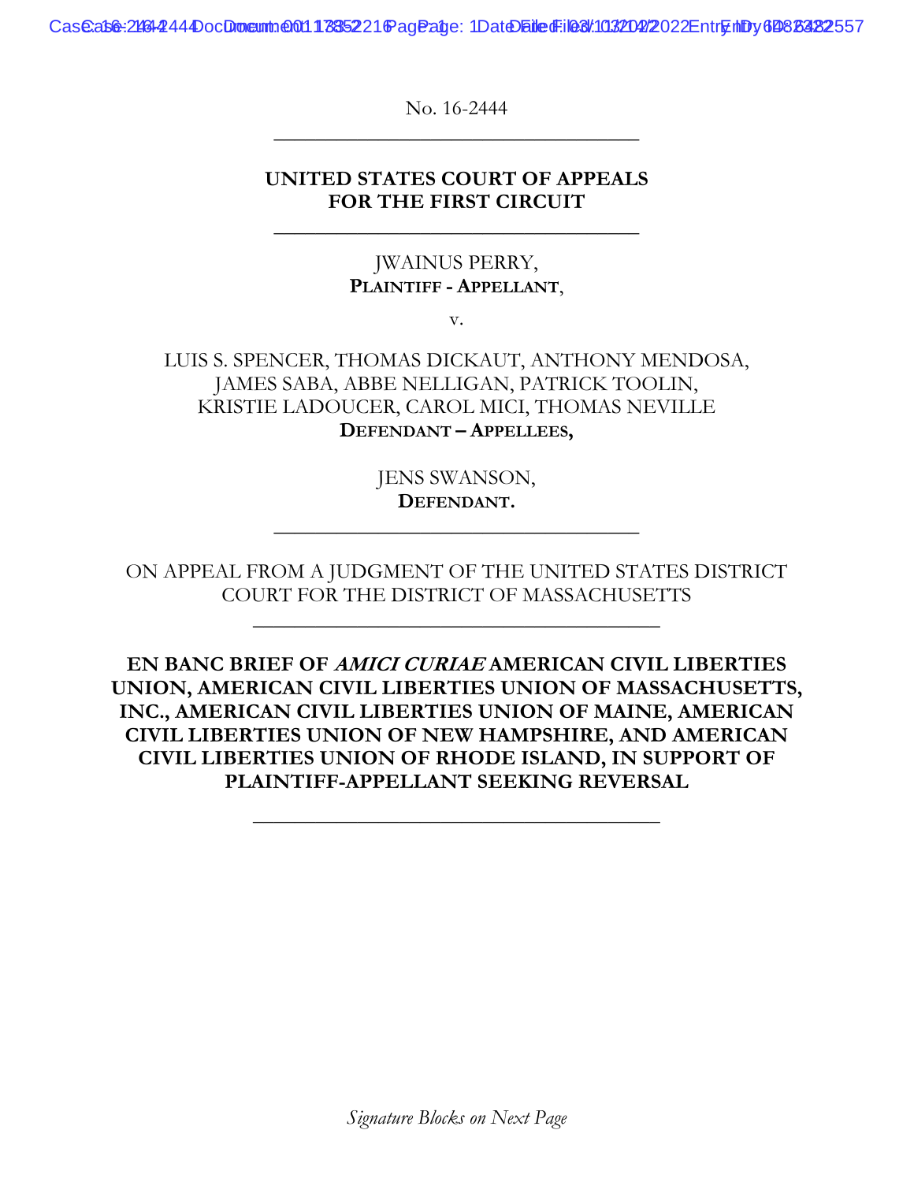No. 16-2444

---

**UNITED STATES COURT OF APPEALS FOR THE FIRST CIRCUIT**

---

JWAINUS PERRY,
**PLAINTIFF - APPELLANT**,

v.

LUIS S. SPENCER, THOMAS DICKAUT, ANTHONY MENDOSA, JAMES SABA, ABBE NELLIGAN, PATRICK TOOLIN, KRISTIE LADOUCER, CAROL MICI, THOMAS NEVILLE
**DEFENDANT – APPELLEES,**

JENS SWANSON,
**DEFENDANT.**

---

ON APPEAL FROM A JUDGMENT OF THE UNITED STATES DISTRICT COURT FOR THE DISTRICT OF MASSACHUSETTS

---

**EN BANC BRIEF OF *AMICI CURIAE* AMERICAN CIVIL LIBERTIES UNION, AMERICAN CIVIL LIBERTIES UNION OF MASSACHUSETTS, INC., AMERICAN CIVIL LIBERTIES UNION OF MAINE, AMERICAN CIVIL LIBERTIES UNION OF NEW HAMPSHIRE, AND AMERICAN CIVIL LIBERTIES UNION OF RHODE ISLAND, IN SUPPORT OF PLAINTIFF-APPELLANT SEEKING REVERSAL**

---

*Signature Blocks on Next Page*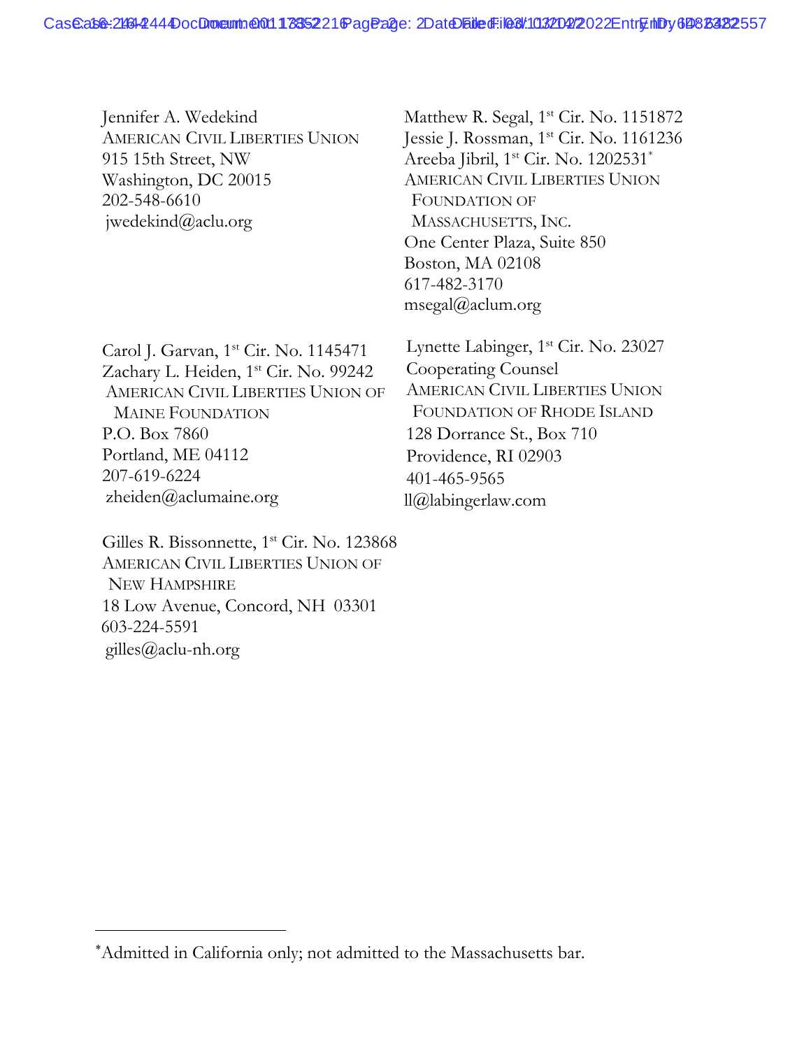Jennifer A. Wedekind
AMERICAN CIVIL LIBERTIES UNION
915 15th Street, NW
Washington, DC 20015
202-548-6610
jwedekind@aclu.org

Matthew R. Segal, 1st Cir. No. 1151872
Jessie J. Rossman, 1st Cir. No. 1161236
Areeba Jibril, 1st Cir. No. 1202531*
AMERICAN CIVIL LIBERTIES UNION
FOUNDATION OF
MASSACHUSETTS, INC.
One Center Plaza, Suite 850
Boston, MA 02108
617-482-3170
msegal@aclum.org

Carol J. Garvan, 1st Cir. No. 1145471
Zachary L. Heiden, 1st Cir. No. 99242
AMERICAN CIVIL LIBERTIES UNION OF
MAINE FOUNDATION
P.O. Box 7860
Portland, ME 04112
207-619-6224
zheiden@aclumaine.org

Lynette Labinger, 1st Cir. No. 23027
Cooperating Counsel
AMERICAN CIVIL LIBERTIES UNION
FOUNDATION OF RHODE ISLAND
128 Dorrance St., Box 710
Providence, RI 02903
401-465-9565
ll@labingerlaw.com

Gilles R. Bissonnette, 1st Cir. No. 123868
AMERICAN CIVIL LIBERTIES UNION OF
NEW HAMPSHIRE
18 Low Avenue, Concord, NH 03301
603-224-5591
gilles@aclu-nh.org

---

*Admitted in California only; not admitted to the Massachusetts bar.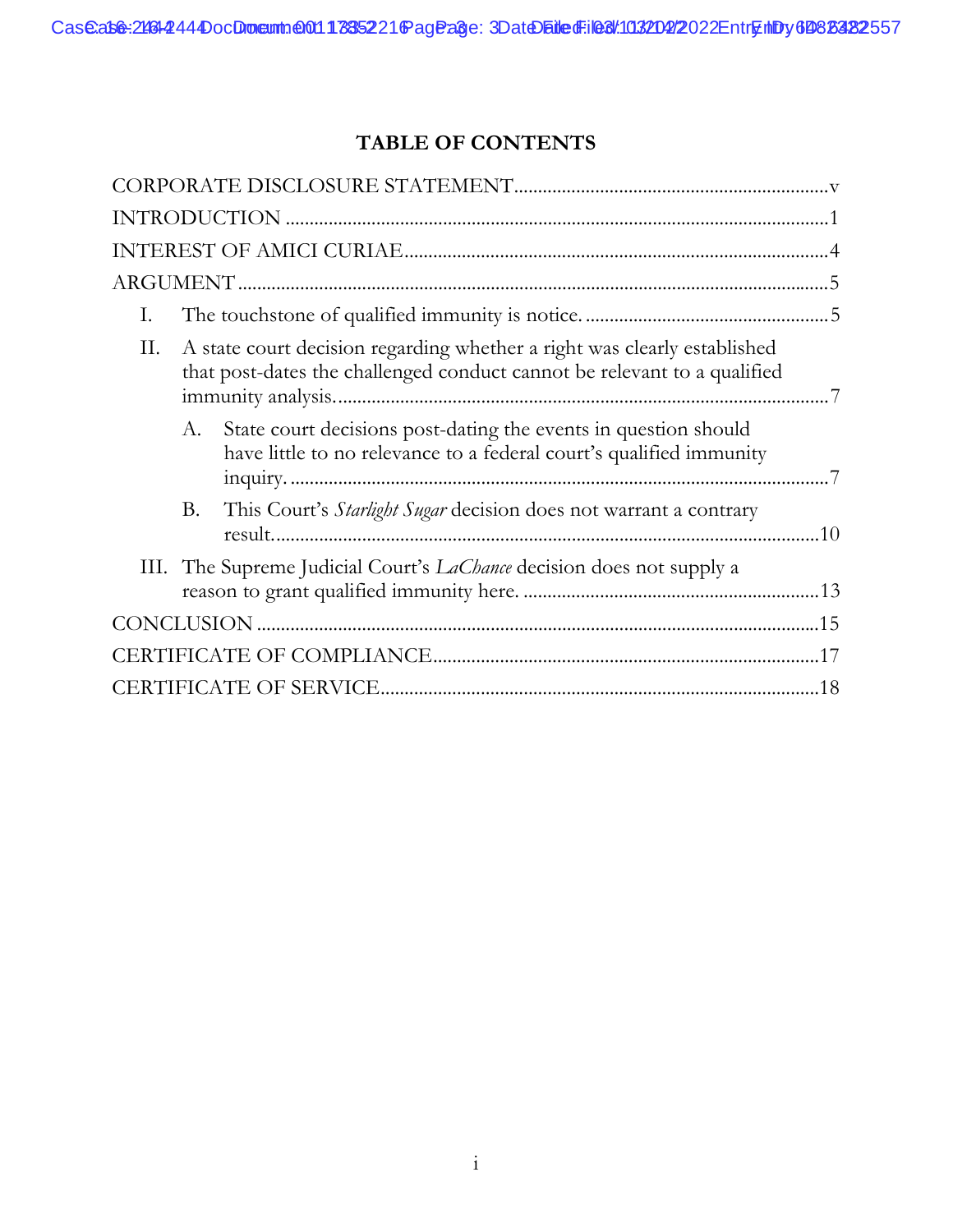# TABLE OF CONTENTS

CORPORATE DISCLOSURE STATEMENT .................................................................v

INTRODUCTION .................................................................................................1

INTEREST OF AMICI CURIAE ..........................................................................4

ARGUMENT .........................................................................................................5

I. The touchstone of qualified immunity is notice. ..................................................5

II. A state court decision regarding whether a right was clearly established that post-dates the challenged conduct cannot be relevant to a qualified immunity analysis. ......................................................................................7

A. State court decisions post-dating the events in question should have little to no relevance to a federal court's qualified immunity inquiry. ...............................................................................................7

B. This Court's *Starlight Sugar* decision does not warrant a contrary result. ..............................................................................................10

III. The Supreme Judicial Court's *LaChance* decision does not supply a reason to grant qualified immunity here. ..............................................13

CONCLUSION ....................................................................................................15

CERTIFICATE OF COMPLIANCE ...................................................................17

CERTIFICATE OF SERVICE ............................................................................18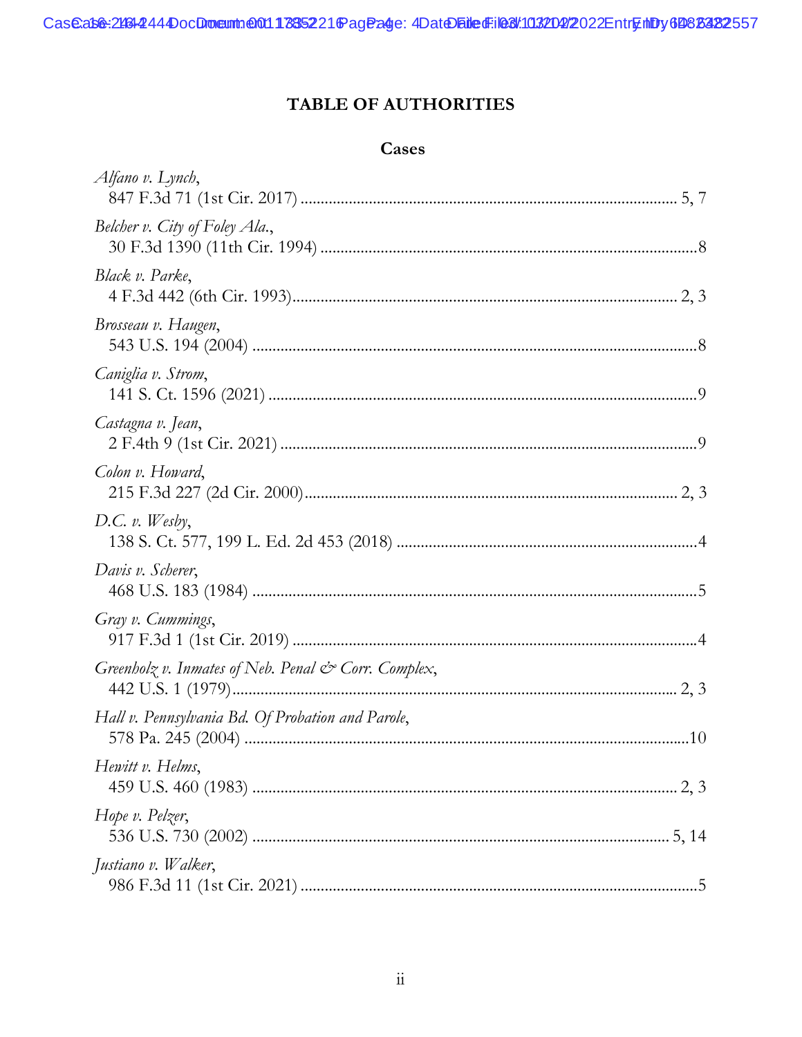# TABLE OF AUTHORITIES

## Cases

*Alfano v. Lynch*,
847 F.3d 71 (1st Cir. 2017) .......... 5, 7

*Belcher v. City of Foley Ala.*,
30 F.3d 1390 (11th Cir. 1994) .......... 8

*Black v. Parke*,
4 F.3d 442 (6th Cir. 1993) .......... 2, 3

*Brosseau v. Haugen*,
543 U.S. 194 (2004) .......... 8

*Caniglia v. Strom*,
141 S. Ct. 1596 (2021) .......... 9

*Castagna v. Jean*,
2 F.4th 9 (1st Cir. 2021) .......... 9

*Colon v. Howard*,
215 F.3d 227 (2d Cir. 2000) .......... 2, 3

*D.C. v. Wesby*,
138 S. Ct. 577, 199 L. Ed. 2d 453 (2018) .......... 4

*Davis v. Scherer*,
468 U.S. 183 (1984) .......... 5

*Gray v. Cummings*,
917 F.3d 1 (1st Cir. 2019) .......... 4

*Greenholz v. Inmates of Neb. Penal & Corr. Complex*,
442 U.S. 1 (1979) .......... 2, 3

*Hall v. Pennsylvania Bd. Of Probation and Parole*,
578 Pa. 245 (2004) .......... 10

*Hewitt v. Helms*,
459 U.S. 460 (1983) .......... 2, 3

*Hope v. Pelzer*,
536 U.S. 730 (2002) .......... 5, 14

*Justiano v. Walker*,
986 F.3d 11 (1st Cir. 2021) .......... 5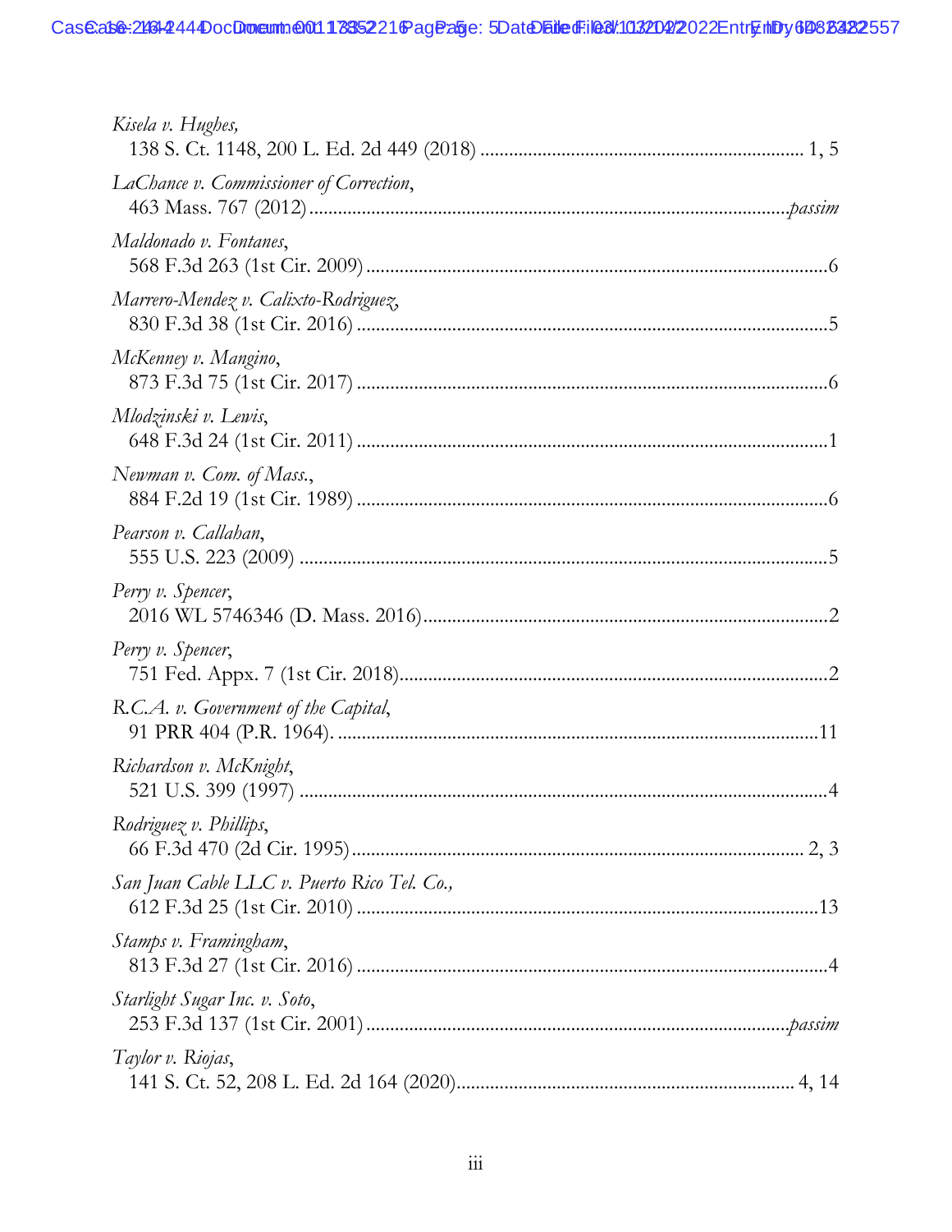*Kisela v. Hughes,*
138 S. Ct. 1148, 200 L. Ed. 2d 449 (2018) ........................................................ 1, 5

*LaChance v. Commissioner of Correction*,
463 Mass. 767 (2012) ....................................................................................... *passim*

*Maldonado v. Fontanes*,
568 F.3d 263 (1st Cir. 2009) ..................................................................................... 6

*Marrero-Mendez v. Calixto-Rodriguez*,
830 F.3d 38 (1st Cir. 2016) ....................................................................................... 5

*McKenney v. Mangino*,
873 F.3d 75 (1st Cir. 2017) ....................................................................................... 6

*Mlodzinski v. Lewis*,
648 F.3d 24 (1st Cir. 2011) ....................................................................................... 1

*Newman v. Com. of Mass.*,
884 F.2d 19 (1st Cir. 1989) ....................................................................................... 6

*Pearson v. Callahan*,
555 U.S. 223 (2009) .................................................................................................. 5

*Perry v. Spencer*,
2016 WL 5746346 (D. Mass. 2016) ......................................................................... 2

*Perry v. Spencer*,
751 Fed. Appx. 7 (1st Cir. 2018) ............................................................................... 2

*R.C.A. v. Government of the Capital*,
91 PRR 404 (P.R. 1964). ......................................................................................... 11

*Richardson v. McKnight*,
521 U.S. 399 (1997) .................................................................................................. 4

*Rodriguez v. Phillips*,
66 F.3d 470 (2d Cir. 1995) .................................................................................... 2, 3

*San Juan Cable LLC v. Puerto Rico Tel. Co.,*
612 F.3d 25 (1st Cir. 2010) ..................................................................................... 13

*Stamps v. Framingham*,
813 F.3d 27 (1st Cir. 2016) ....................................................................................... 4

*Starlight Sugar Inc. v. Soto*,
253 F.3d 137 (1st Cir. 2001) ............................................................................. *passim*

*Taylor v. Riojas*,
141 S. Ct. 52, 208 L. Ed. 2d 164 (2020) ............................................................. 4, 14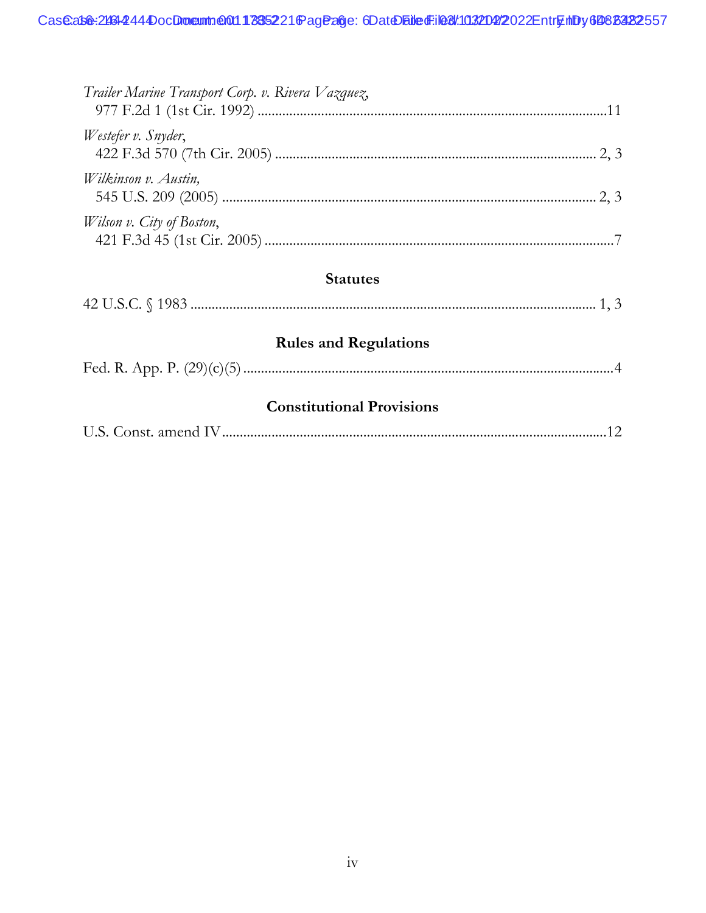*Trailer Marine Transport Corp. v. Rivera Vazquez*,
977 F.2d 1 (1st Cir. 1992) ....................................................................................................11

*Westefer v. Snyder*,
422 F.3d 570 (7th Cir. 2005) .......................................................................................... 2, 3

*Wilkinson v. Austin,*
545 U.S. 209 (2005) ......................................................................................................... 2, 3

*Wilson v. City of Boston*,
421 F.3d 45 (1st Cir. 2005) ...................................................................................................7

## Statutes

42 U.S.C. § 1983 ................................................................................................................. 1, 3

## Rules and Regulations

Fed. R. App. P. (29)(c)(5) ........................................................................................................4

## Constitutional Provisions

U.S. Const. amend IV............................................................................................................12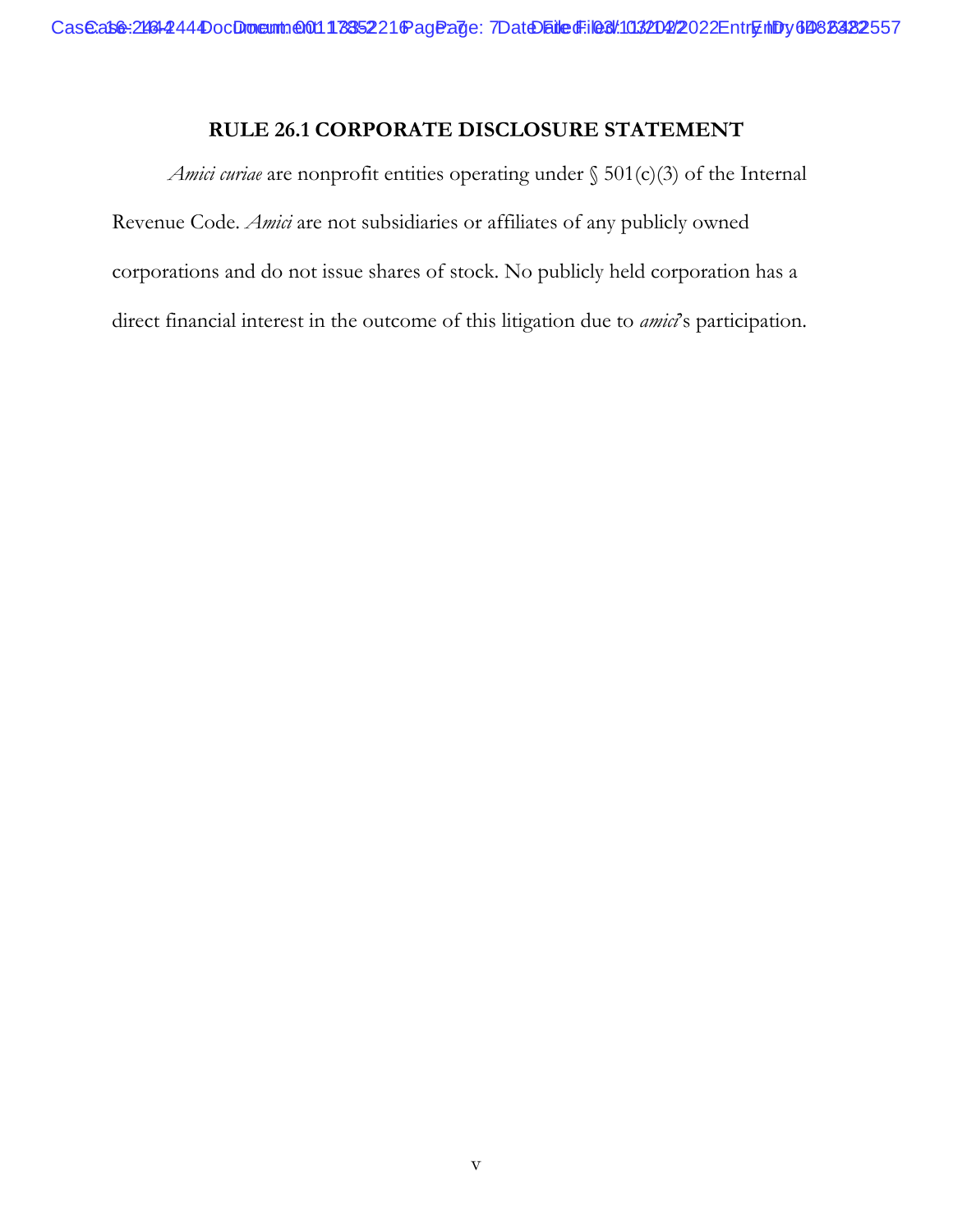## RULE 26.1 CORPORATE DISCLOSURE STATEMENT

*Amici curiae* are nonprofit entities operating under § 501(c)(3) of the Internal Revenue Code. *Amici* are not subsidiaries or affiliates of any publicly owned corporations and do not issue shares of stock. No publicly held corporation has a direct financial interest in the outcome of this litigation due to *amici*'s participation.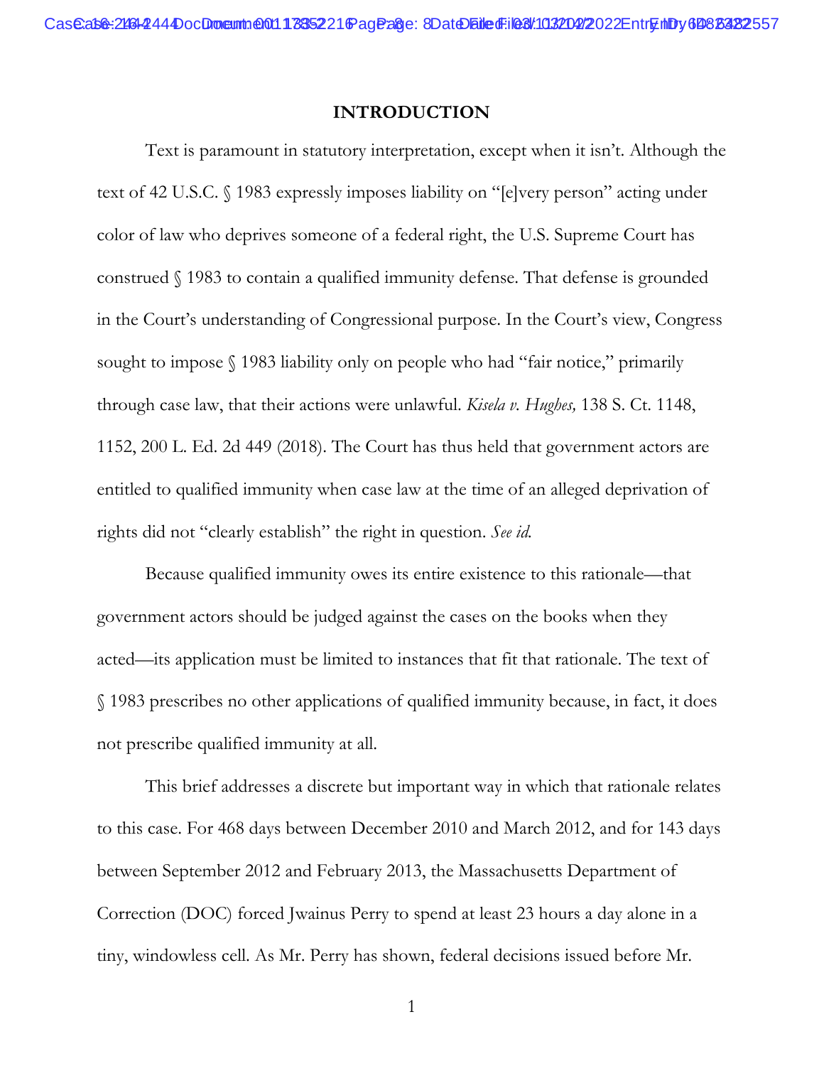## INTRODUCTION

Text is paramount in statutory interpretation, except when it isn't. Although the text of 42 U.S.C. § 1983 expressly imposes liability on "[e]very person" acting under color of law who deprives someone of a federal right, the U.S. Supreme Court has construed § 1983 to contain a qualified immunity defense. That defense is grounded in the Court's understanding of Congressional purpose. In the Court's view, Congress sought to impose § 1983 liability only on people who had "fair notice," primarily through case law, that their actions were unlawful. *Kisela v. Hughes,* 138 S. Ct. 1148, 1152, 200 L. Ed. 2d 449 (2018). The Court has thus held that government actors are entitled to qualified immunity when case law at the time of an alleged deprivation of rights did not "clearly establish" the right in question. *See id.*

Because qualified immunity owes its entire existence to this rationale—that government actors should be judged against the cases on the books when they acted—its application must be limited to instances that fit that rationale. The text of § 1983 prescribes no other applications of qualified immunity because, in fact, it does not prescribe qualified immunity at all.

This brief addresses a discrete but important way in which that rationale relates to this case. For 468 days between December 2010 and March 2012, and for 143 days between September 2012 and February 2013, the Massachusetts Department of Correction (DOC) forced Jwainus Perry to spend at least 23 hours a day alone in a tiny, windowless cell. As Mr. Perry has shown, federal decisions issued before Mr.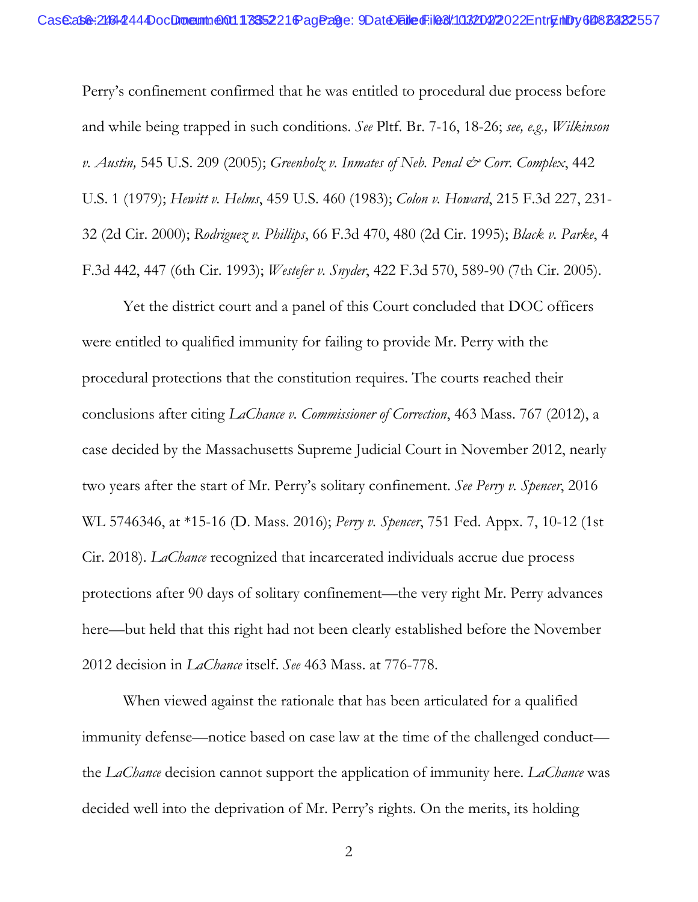Perry's confinement confirmed that he was entitled to procedural due process before and while being trapped in such conditions. *See* Pltf. Br. 7-16, 18-26; *see, e.g., Wilkinson v. Austin,* 545 U.S. 209 (2005); *Greenholz v. Inmates of Neb. Penal & Corr. Complex*, 442 U.S. 1 (1979); *Hewitt v. Helms*, 459 U.S. 460 (1983); *Colon v. Howard*, 215 F.3d 227, 231-32 (2d Cir. 2000); *Rodriguez v. Phillips*, 66 F.3d 470, 480 (2d Cir. 1995); *Black v. Parke*, 4 F.3d 442, 447 (6th Cir. 1993); *Westefer v. Snyder*, 422 F.3d 570, 589-90 (7th Cir. 2005).

Yet the district court and a panel of this Court concluded that DOC officers were entitled to qualified immunity for failing to provide Mr. Perry with the procedural protections that the constitution requires. The courts reached their conclusions after citing *LaChance v. Commissioner of Correction*, 463 Mass. 767 (2012), a case decided by the Massachusetts Supreme Judicial Court in November 2012, nearly two years after the start of Mr. Perry's solitary confinement. *See Perry v. Spencer*, 2016 WL 5746346, at *15-16 (D. Mass. 2016); *Perry v. Spencer*, 751 Fed. Appx. 7, 10-12 (1st Cir. 2018). *LaChance* recognized that incarcerated individuals accrue due process protections after 90 days of solitary confinement—the very right Mr. Perry advances here—but held that this right had not been clearly established before the November 2012 decision in *LaChance* itself. *See* 463 Mass. at 776-778.

When viewed against the rationale that has been articulated for a qualified immunity defense—notice based on case law at the time of the challenged conduct—the *LaChance* decision cannot support the application of immunity here. *LaChance* was decided well into the deprivation of Mr. Perry's rights. On the merits, its holding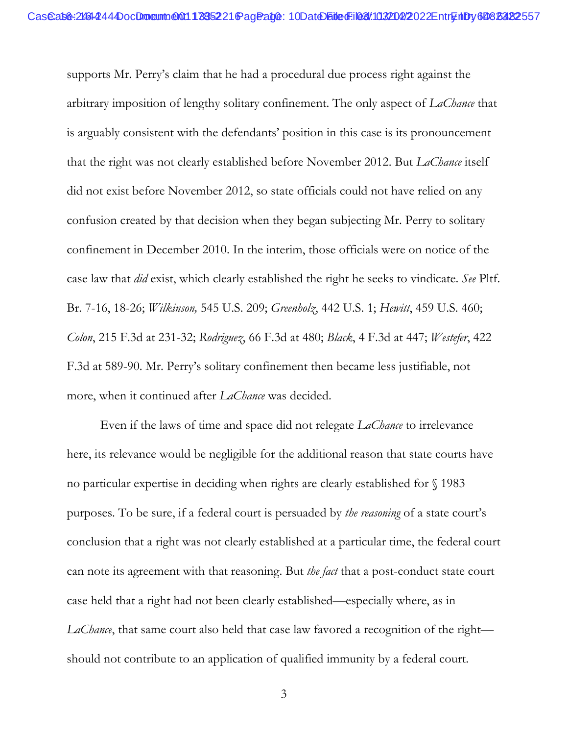supports Mr. Perry's claim that he had a procedural due process right against the arbitrary imposition of lengthy solitary confinement. The only aspect of *LaChance* that is arguably consistent with the defendants' position in this case is its pronouncement that the right was not clearly established before November 2012. But *LaChance* itself did not exist before November 2012, so state officials could not have relied on any confusion created by that decision when they began subjecting Mr. Perry to solitary confinement in December 2010. In the interim, those officials were on notice of the case law that *did* exist, which clearly established the right he seeks to vindicate. *See* Pltf. Br. 7-16, 18-26; *Wilkinson,* 545 U.S. 209; *Greenholz*, 442 U.S. 1; *Hewitt*, 459 U.S. 460; *Colon*, 215 F.3d at 231-32; *Rodriguez*, 66 F.3d at 480; *Black*, 4 F.3d at 447; *Westefer*, 422 F.3d at 589-90. Mr. Perry's solitary confinement then became less justifiable, not more, when it continued after *LaChance* was decided.

Even if the laws of time and space did not relegate *LaChance* to irrelevance here, its relevance would be negligible for the additional reason that state courts have no particular expertise in deciding when rights are clearly established for § 1983 purposes. To be sure, if a federal court is persuaded by *the reasoning* of a state court's conclusion that a right was not clearly established at a particular time, the federal court can note its agreement with that reasoning. But *the fact* that a post-conduct state court case held that a right had not been clearly established—especially where, as in *LaChance*, that same court also held that case law favored a recognition of the right—should not contribute to an application of qualified immunity by a federal court.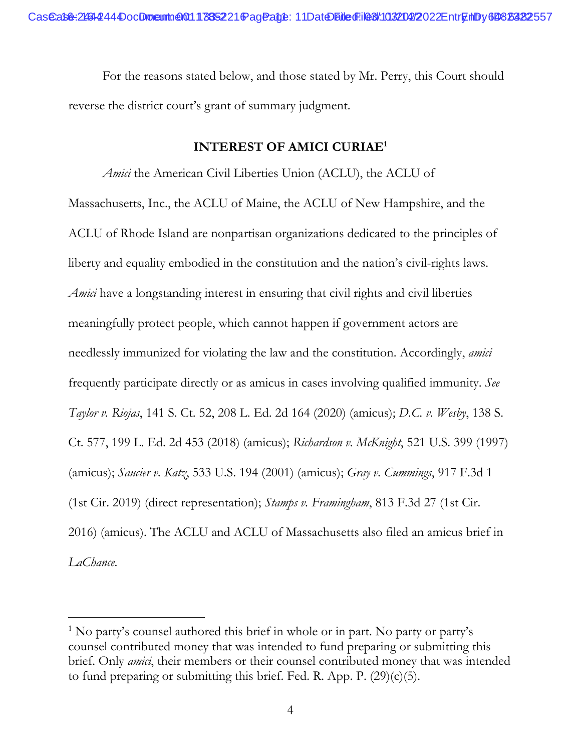For the reasons stated below, and those stated by Mr. Perry, this Court should reverse the district court's grant of summary judgment.

## INTEREST OF AMICI CURIAE[1]

*Amici* the American Civil Liberties Union (ACLU), the ACLU of Massachusetts, Inc., the ACLU of Maine, the ACLU of New Hampshire, and the ACLU of Rhode Island are nonpartisan organizations dedicated to the principles of liberty and equality embodied in the constitution and the nation's civil-rights laws. *Amici* have a longstanding interest in ensuring that civil rights and civil liberties meaningfully protect people, which cannot happen if government actors are needlessly immunized for violating the law and the constitution. Accordingly, *amici* frequently participate directly or as amicus in cases involving qualified immunity. *See Taylor v. Riojas*, 141 S. Ct. 52, 208 L. Ed. 2d 164 (2020) (amicus); *D.C. v. Wesby*, 138 S. Ct. 577, 199 L. Ed. 2d 453 (2018) (amicus); *Richardson v. McKnight*, 521 U.S. 399 (1997) (amicus); *Saucier v. Katz*, 533 U.S. 194 (2001) (amicus); *Gray v. Cummings*, 917 F.3d 1 (1st Cir. 2019) (direct representation); *Stamps v. Framingham*, 813 F.3d 27 (1st Cir. 2016) (amicus). The ACLU and ACLU of Massachusetts also filed an amicus brief in *LaChance*.

---

[1] No party's counsel authored this brief in whole or in part. No party or party's counsel contributed money that was intended to fund preparing or submitting this brief. Only *amici*, their members or their counsel contributed money that was intended to fund preparing or submitting this brief. Fed. R. App. P. (29)(c)(5).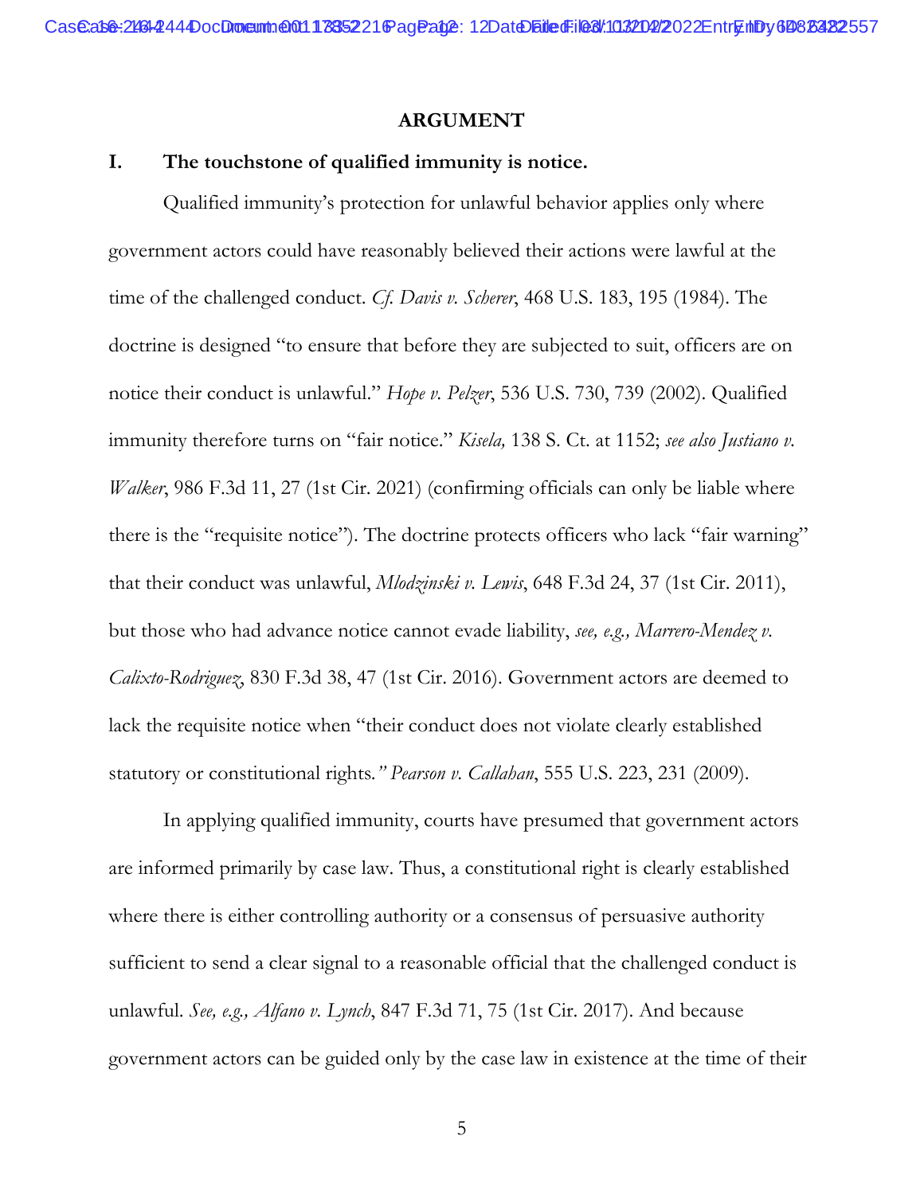## ARGUMENT

### I. The touchstone of qualified immunity is notice.

Qualified immunity's protection for unlawful behavior applies only where government actors could have reasonably believed their actions were lawful at the time of the challenged conduct. *Cf. Davis v. Scherer*, 468 U.S. 183, 195 (1984). The doctrine is designed "to ensure that before they are subjected to suit, officers are on notice their conduct is unlawful." *Hope v. Pelzer*, 536 U.S. 730, 739 (2002). Qualified immunity therefore turns on "fair notice." *Kisela,* 138 S. Ct. at 1152; *see also Justiano v. Walker*, 986 F.3d 11, 27 (1st Cir. 2021) (confirming officials can only be liable where there is the "requisite notice"). The doctrine protects officers who lack "fair warning" that their conduct was unlawful, *Mlodzinski v. Lewis*, 648 F.3d 24, 37 (1st Cir. 2011), but those who had advance notice cannot evade liability, *see, e.g., Marrero-Mendez v. Calixto-Rodriguez*, 830 F.3d 38, 47 (1st Cir. 2016). Government actors are deemed to lack the requisite notice when "their conduct does not violate clearly established statutory or constitutional rights." *Pearson v. Callahan*, 555 U.S. 223, 231 (2009).

In applying qualified immunity, courts have presumed that government actors are informed primarily by case law. Thus, a constitutional right is clearly established where there is either controlling authority or a consensus of persuasive authority sufficient to send a clear signal to a reasonable official that the challenged conduct is unlawful. *See, e.g., Alfano v. Lynch*, 847 F.3d 71, 75 (1st Cir. 2017). And because government actors can be guided only by the case law in existence at the time of their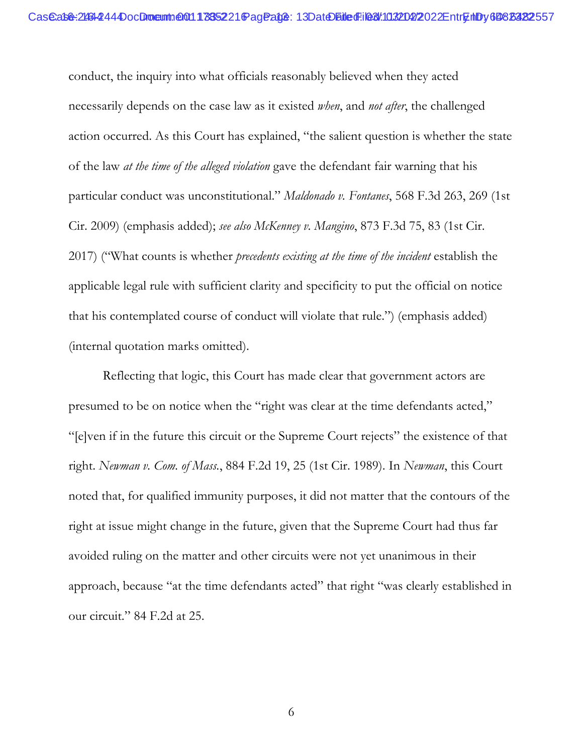conduct, the inquiry into what officials reasonably believed when they acted necessarily depends on the case law as it existed *when*, and *not after*, the challenged action occurred. As this Court has explained, "the salient question is whether the state of the law *at the time of the alleged violation* gave the defendant fair warning that his particular conduct was unconstitutional." *Maldonado v. Fontanes*, 568 F.3d 263, 269 (1st Cir. 2009) (emphasis added); *see also McKenney v. Mangino*, 873 F.3d 75, 83 (1st Cir. 2017) ("What counts is whether *precedents existing at the time of the incident* establish the applicable legal rule with sufficient clarity and specificity to put the official on notice that his contemplated course of conduct will violate that rule.") (emphasis added) (internal quotation marks omitted).

Reflecting that logic, this Court has made clear that government actors are presumed to be on notice when the "right was clear at the time defendants acted," "[e]ven if in the future this circuit or the Supreme Court rejects" the existence of that right. *Newman v. Com. of Mass.*, 884 F.2d 19, 25 (1st Cir. 1989). In *Newman*, this Court noted that, for qualified immunity purposes, it did not matter that the contours of the right at issue might change in the future, given that the Supreme Court had thus far avoided ruling on the matter and other circuits were not yet unanimous in their approach, because "at the time defendants acted" that right "was clearly established in our circuit." 84 F.2d at 25.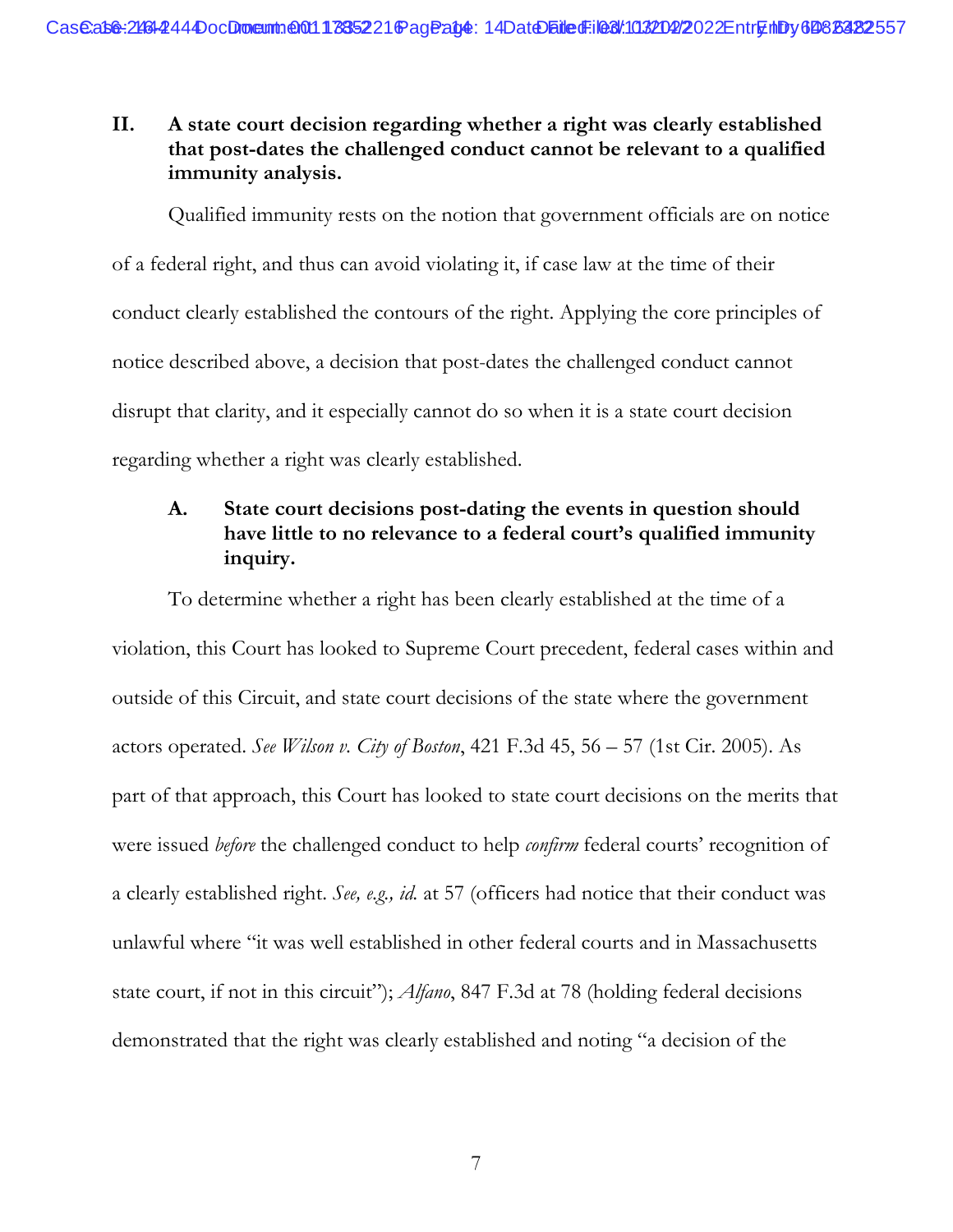## II. A state court decision regarding whether a right was clearly established that post-dates the challenged conduct cannot be relevant to a qualified immunity analysis.

Qualified immunity rests on the notion that government officials are on notice of a federal right, and thus can avoid violating it, if case law at the time of their conduct clearly established the contours of the right. Applying the core principles of notice described above, a decision that post-dates the challenged conduct cannot disrupt that clarity, and it especially cannot do so when it is a state court decision regarding whether a right was clearly established.

### A. State court decisions post-dating the events in question should have little to no relevance to a federal court's qualified immunity inquiry.

To determine whether a right has been clearly established at the time of a violation, this Court has looked to Supreme Court precedent, federal cases within and outside of this Circuit, and state court decisions of the state where the government actors operated. *See Wilson v. City of Boston*, 421 F.3d 45, 56 – 57 (1st Cir. 2005). As part of that approach, this Court has looked to state court decisions on the merits that were issued *before* the challenged conduct to help *confirm* federal courts' recognition of a clearly established right. *See, e.g., id.* at 57 (officers had notice that their conduct was unlawful where "it was well established in other federal courts and in Massachusetts state court, if not in this circuit"); *Alfano*, 847 F.3d at 78 (holding federal decisions demonstrated that the right was clearly established and noting "a decision of the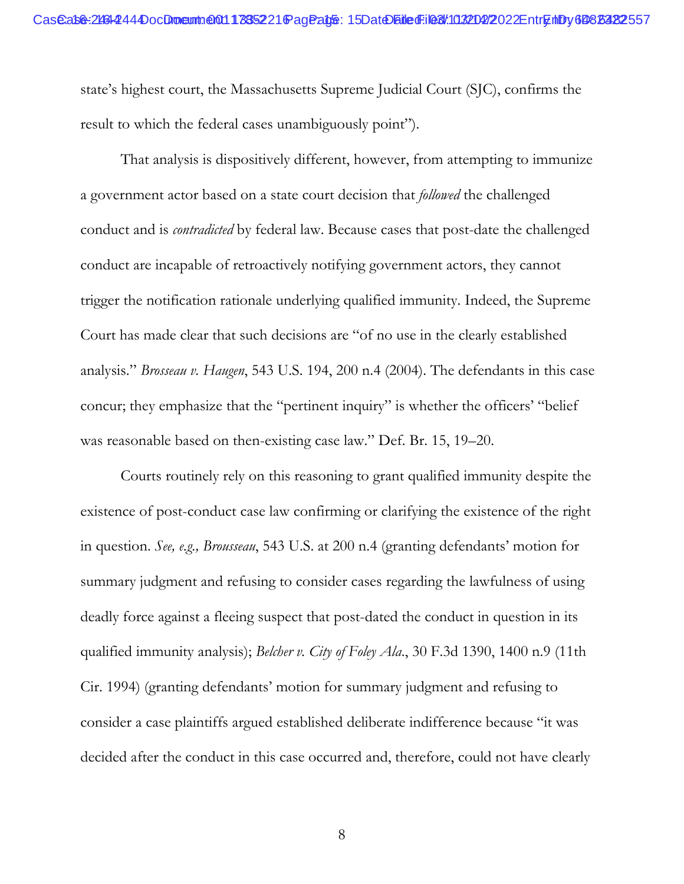state's highest court, the Massachusetts Supreme Judicial Court (SJC), confirms the result to which the federal cases unambiguously point").

That analysis is dispositively different, however, from attempting to immunize a government actor based on a state court decision that *followed* the challenged conduct and is *contradicted* by federal law. Because cases that post-date the challenged conduct are incapable of retroactively notifying government actors, they cannot trigger the notification rationale underlying qualified immunity. Indeed, the Supreme Court has made clear that such decisions are "of no use in the clearly established analysis." *Brosseau v. Haugen*, 543 U.S. 194, 200 n.4 (2004). The defendants in this case concur; they emphasize that the "pertinent inquiry" is whether the officers' "belief was reasonable based on then-existing case law." Def. Br. 15, 19–20.

Courts routinely rely on this reasoning to grant qualified immunity despite the existence of post-conduct case law confirming or clarifying the existence of the right in question. *See, e.g., Brousseau*, 543 U.S. at 200 n.4 (granting defendants' motion for summary judgment and refusing to consider cases regarding the lawfulness of using deadly force against a fleeing suspect that post-dated the conduct in question in its qualified immunity analysis); *Belcher v. City of Foley Ala.*, 30 F.3d 1390, 1400 n.9 (11th Cir. 1994) (granting defendants' motion for summary judgment and refusing to consider a case plaintiffs argued established deliberate indifference because "it was decided after the conduct in this case occurred and, therefore, could not have clearly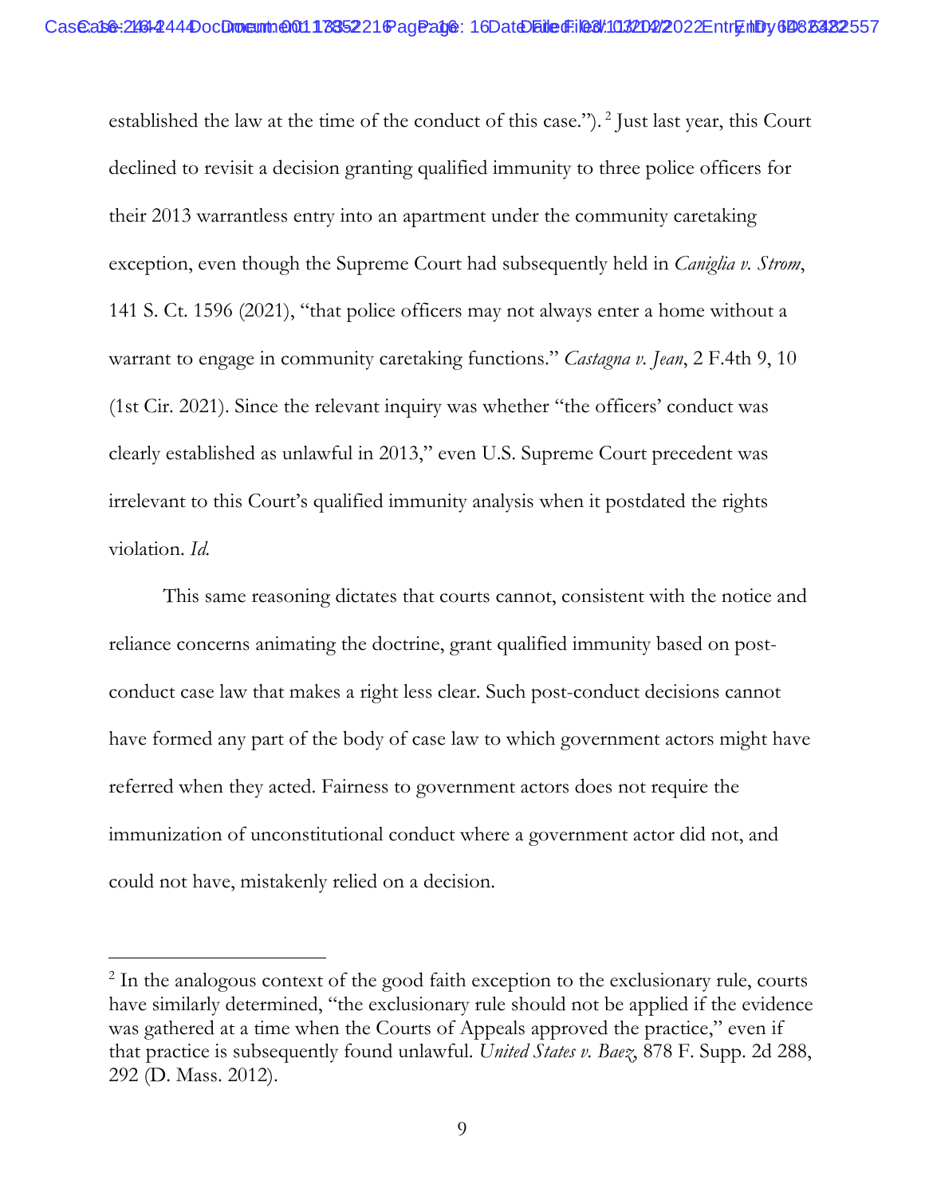established the law at the time of the conduct of this case.").[2] Just last year, this Court declined to revisit a decision granting qualified immunity to three police officers for their 2013 warrantless entry into an apartment under the community caretaking exception, even though the Supreme Court had subsequently held in *Caniglia v. Strom*, 141 S. Ct. 1596 (2021), "that police officers may not always enter a home without a warrant to engage in community caretaking functions." *Castagna v. Jean*, 2 F.4th 9, 10 (1st Cir. 2021). Since the relevant inquiry was whether "the officers' conduct was clearly established as unlawful in 2013," even U.S. Supreme Court precedent was irrelevant to this Court's qualified immunity analysis when it postdated the rights violation. *Id.*

This same reasoning dictates that courts cannot, consistent with the notice and reliance concerns animating the doctrine, grant qualified immunity based on post-conduct case law that makes a right less clear. Such post-conduct decisions cannot have formed any part of the body of case law to which government actors might have referred when they acted. Fairness to government actors does not require the immunization of unconstitutional conduct where a government actor did not, and could not have, mistakenly relied on a decision.

---

[2] In the analogous context of the good faith exception to the exclusionary rule, courts have similarly determined, "the exclusionary rule should not be applied if the evidence was gathered at a time when the Courts of Appeals approved the practice," even if that practice is subsequently found unlawful. *United States v. Baez*, 878 F. Supp. 2d 288, 292 (D. Mass. 2012).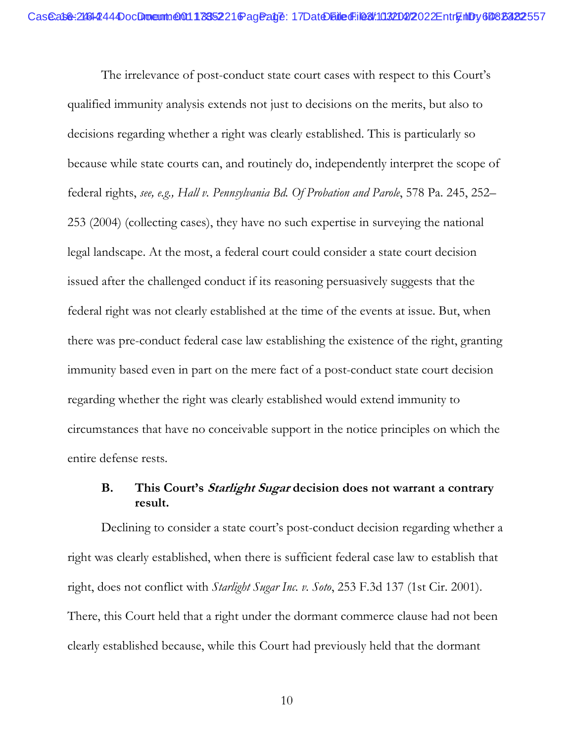The irrelevance of post-conduct state court cases with respect to this Court's qualified immunity analysis extends not just to decisions on the merits, but also to decisions regarding whether a right was clearly established. This is particularly so because while state courts can, and routinely do, independently interpret the scope of federal rights, *see, e.g., Hall v. Pennsylvania Bd. Of Probation and Parole*, 578 Pa. 245, 252–253 (2004) (collecting cases), they have no such expertise in surveying the national legal landscape. At the most, a federal court could consider a state court decision issued after the challenged conduct if its reasoning persuasively suggests that the federal right was not clearly established at the time of the events at issue. But, when there was pre-conduct federal case law establishing the existence of the right, granting immunity based even in part on the mere fact of a post-conduct state court decision regarding whether the right was clearly established would extend immunity to circumstances that have no conceivable support in the notice principles on which the entire defense rests.

### B. This Court's *Starlight Sugar* decision does not warrant a contrary result.

Declining to consider a state court's post-conduct decision regarding whether a right was clearly established, when there is sufficient federal case law to establish that right, does not conflict with *Starlight Sugar Inc. v. Soto*, 253 F.3d 137 (1st Cir. 2001). There, this Court held that a right under the dormant commerce clause had not been clearly established because, while this Court had previously held that the dormant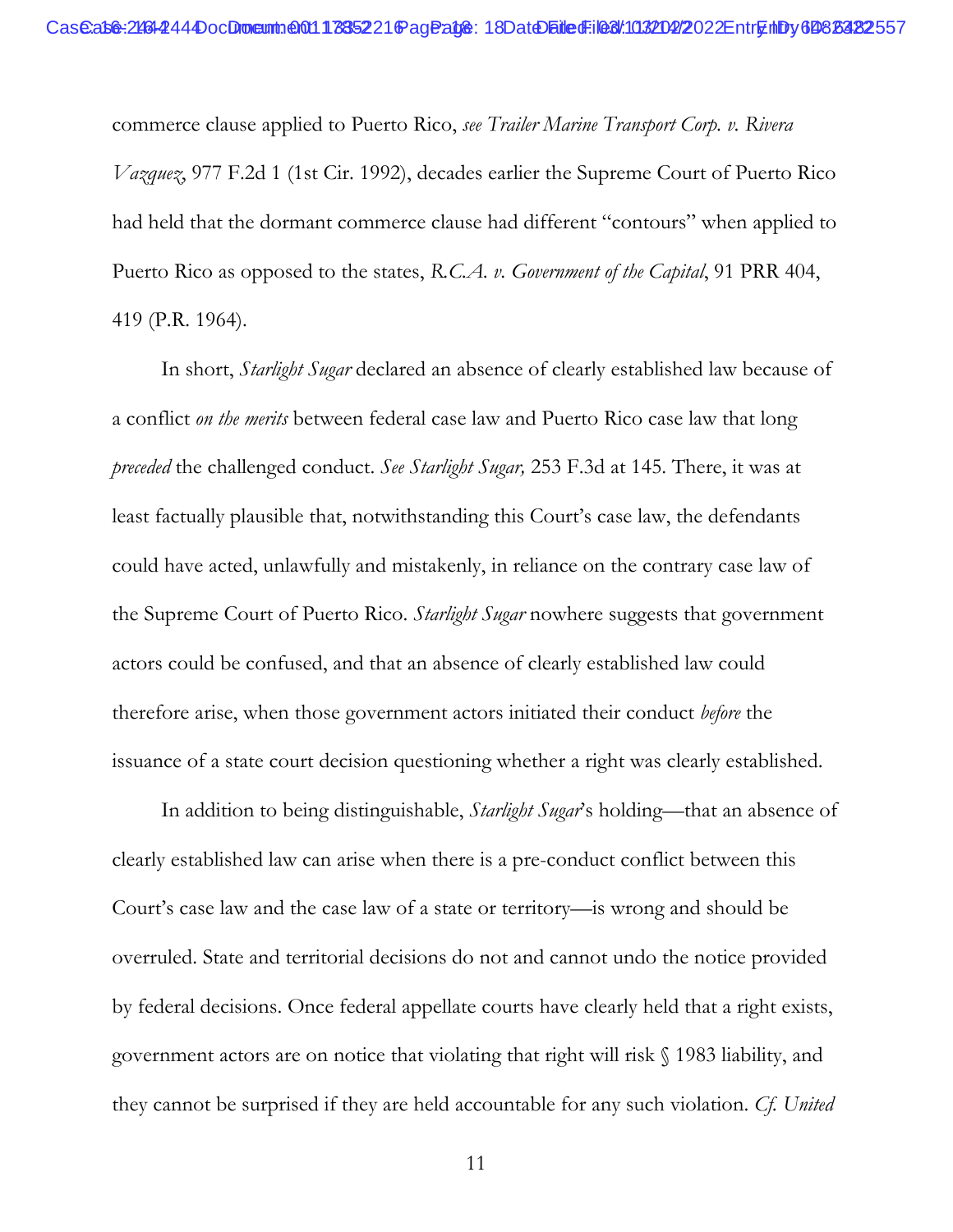commerce clause applied to Puerto Rico, *see Trailer Marine Transport Corp. v. Rivera Vazquez*, 977 F.2d 1 (1st Cir. 1992), decades earlier the Supreme Court of Puerto Rico had held that the dormant commerce clause had different "contours" when applied to Puerto Rico as opposed to the states, *R.C.A. v. Government of the Capital*, 91 PRR 404, 419 (P.R. 1964).

In short, *Starlight Sugar* declared an absence of clearly established law because of a conflict *on the merits* between federal case law and Puerto Rico case law that long *preceded* the challenged conduct. *See Starlight Sugar,* 253 F.3d at 145. There, it was at least factually plausible that, notwithstanding this Court's case law, the defendants could have acted, unlawfully and mistakenly, in reliance on the contrary case law of the Supreme Court of Puerto Rico. *Starlight Sugar* nowhere suggests that government actors could be confused, and that an absence of clearly established law could therefore arise, when those government actors initiated their conduct *before* the issuance of a state court decision questioning whether a right was clearly established.

In addition to being distinguishable, *Starlight Sugar*'s holding—that an absence of clearly established law can arise when there is a pre-conduct conflict between this Court's case law and the case law of a state or territory—is wrong and should be overruled. State and territorial decisions do not and cannot undo the notice provided by federal decisions. Once federal appellate courts have clearly held that a right exists, government actors are on notice that violating that right will risk § 1983 liability, and they cannot be surprised if they are held accountable for any such violation. *Cf. United*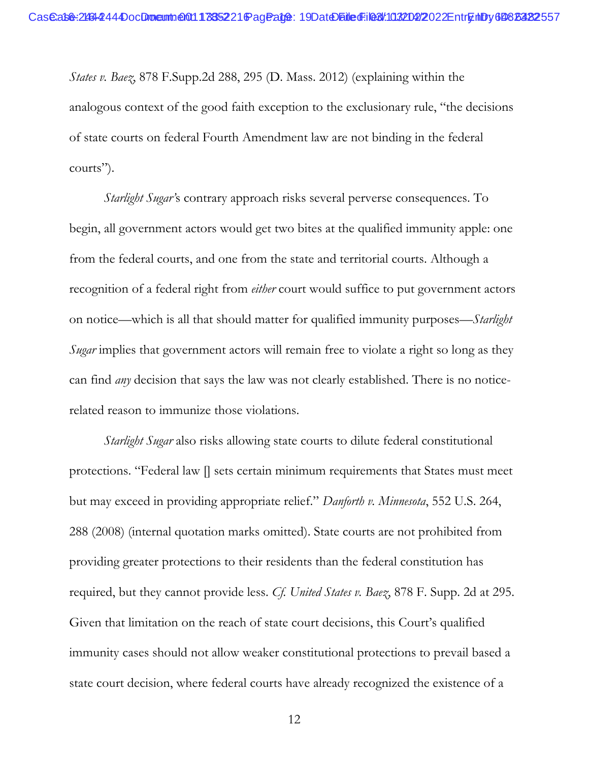*States v. Baez*, 878 F.Supp.2d 288, 295 (D. Mass. 2012) (explaining within the analogous context of the good faith exception to the exclusionary rule, "the decisions of state courts on federal Fourth Amendment law are not binding in the federal courts").

*Starlight Sugar*'s contrary approach risks several perverse consequences. To begin, all government actors would get two bites at the qualified immunity apple: one from the federal courts, and one from the state and territorial courts. Although a recognition of a federal right from *either* court would suffice to put government actors on notice—which is all that should matter for qualified immunity purposes—*Starlight Sugar* implies that government actors will remain free to violate a right so long as they can find *any* decision that says the law was not clearly established. There is no notice-related reason to immunize those violations.

*Starlight Sugar* also risks allowing state courts to dilute federal constitutional protections. "Federal law [] sets certain minimum requirements that States must meet but may exceed in providing appropriate relief." *Danforth v. Minnesota*, 552 U.S. 264, 288 (2008) (internal quotation marks omitted). State courts are not prohibited from providing greater protections to their residents than the federal constitution has required, but they cannot provide less. *Cf. United States v. Baez*, 878 F. Supp. 2d at 295. Given that limitation on the reach of state court decisions, this Court's qualified immunity cases should not allow weaker constitutional protections to prevail based a state court decision, where federal courts have already recognized the existence of a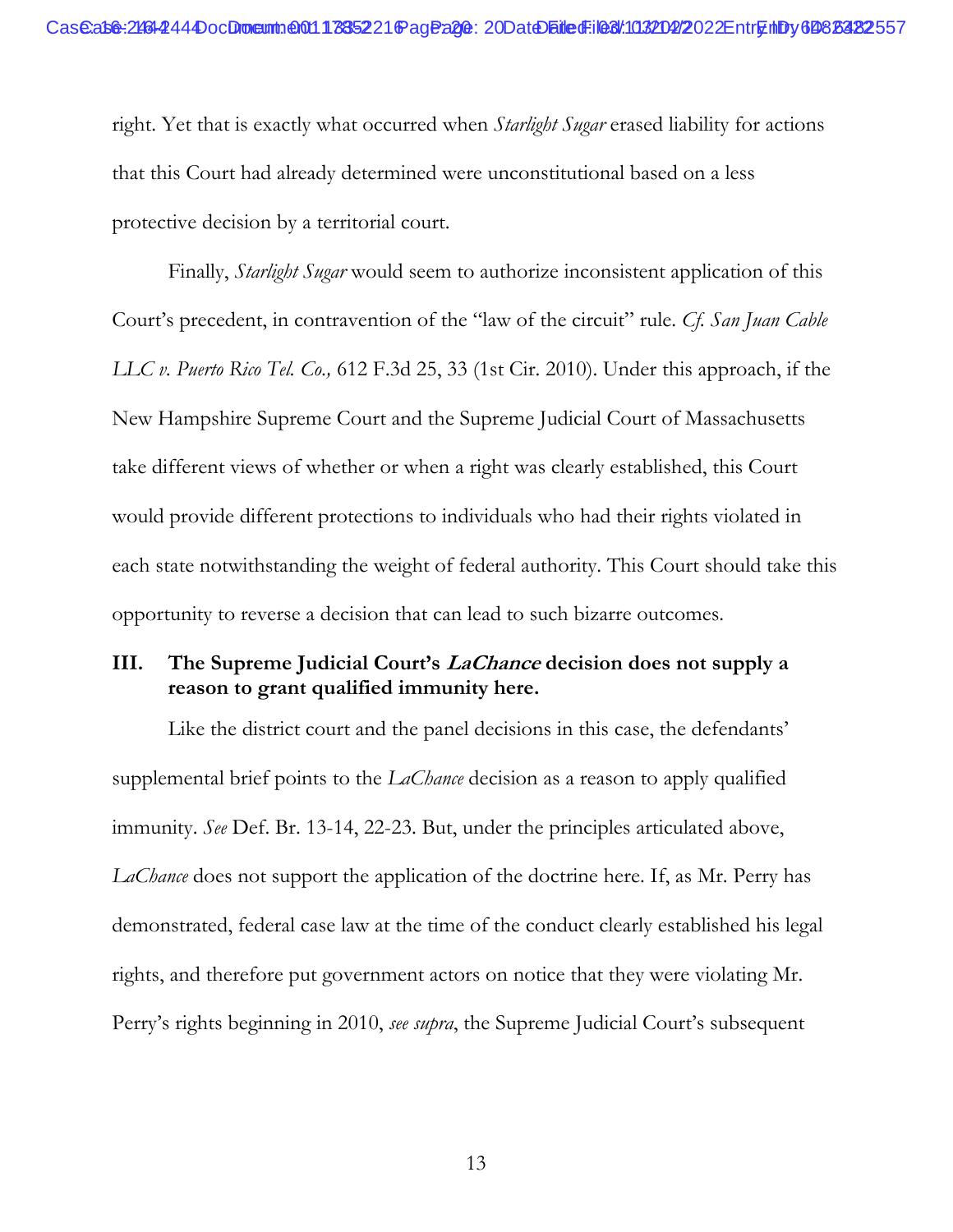right. Yet that is exactly what occurred when *Starlight Sugar* erased liability for actions that this Court had already determined were unconstitutional based on a less protective decision by a territorial court.

Finally, *Starlight Sugar* would seem to authorize inconsistent application of this Court's precedent, in contravention of the "law of the circuit" rule. *Cf. San Juan Cable LLC v. Puerto Rico Tel. Co.,* 612 F.3d 25, 33 (1st Cir. 2010). Under this approach, if the New Hampshire Supreme Court and the Supreme Judicial Court of Massachusetts take different views of whether or when a right was clearly established, this Court would provide different protections to individuals who had their rights violated in each state notwithstanding the weight of federal authority. This Court should take this opportunity to reverse a decision that can lead to such bizarre outcomes.

## III. The Supreme Judicial Court's *LaChance* decision does not supply a reason to grant qualified immunity here.

Like the district court and the panel decisions in this case, the defendants' supplemental brief points to the *LaChance* decision as a reason to apply qualified immunity. *See* Def. Br. 13-14, 22-23. But, under the principles articulated above, *LaChance* does not support the application of the doctrine here. If, as Mr. Perry has demonstrated, federal case law at the time of the conduct clearly established his legal rights, and therefore put government actors on notice that they were violating Mr. Perry's rights beginning in 2010, *see supra*, the Supreme Judicial Court's subsequent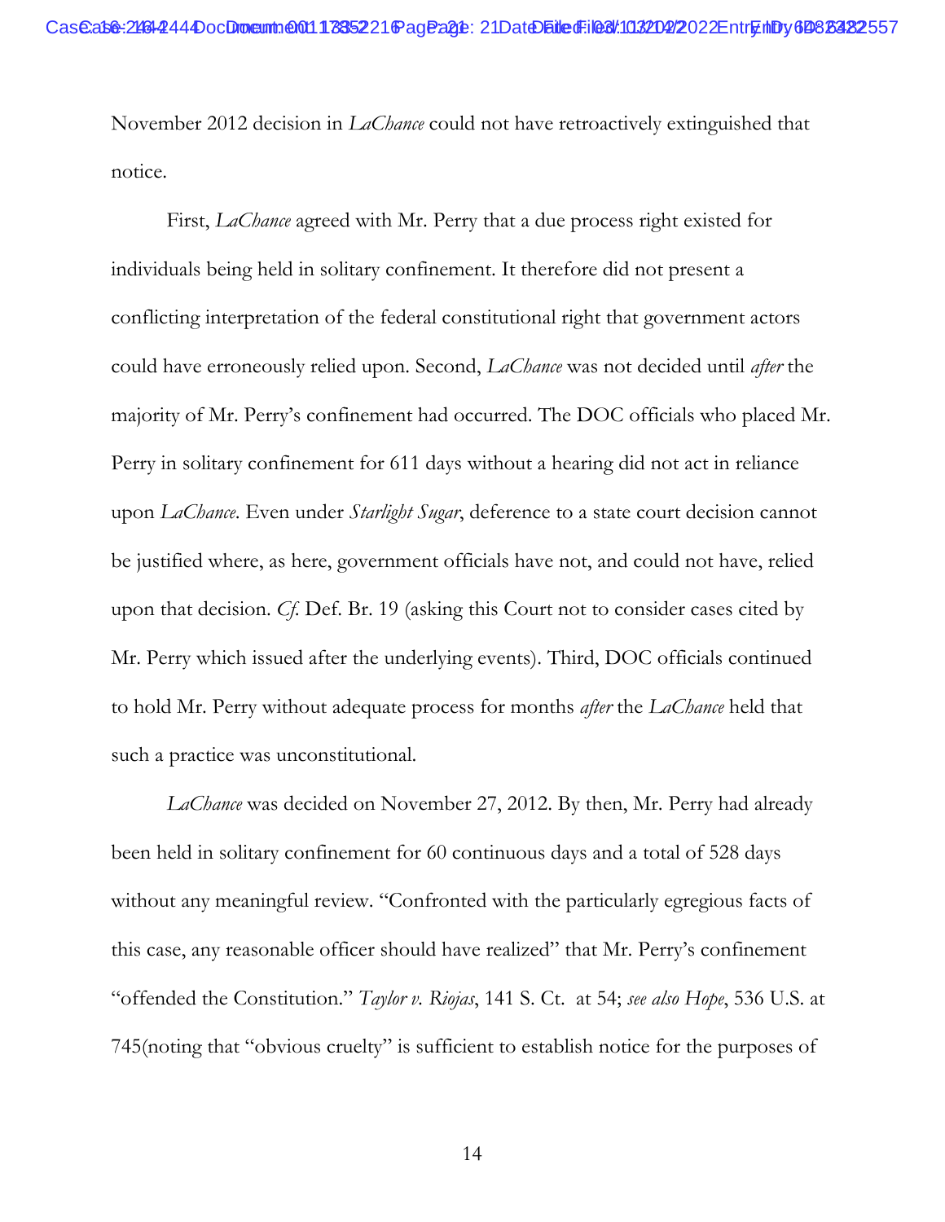November 2012 decision in *LaChance* could not have retroactively extinguished that notice.

First, *LaChance* agreed with Mr. Perry that a due process right existed for individuals being held in solitary confinement. It therefore did not present a conflicting interpretation of the federal constitutional right that government actors could have erroneously relied upon. Second, *LaChance* was not decided until *after* the majority of Mr. Perry's confinement had occurred. The DOC officials who placed Mr. Perry in solitary confinement for 611 days without a hearing did not act in reliance upon *LaChance*. Even under *Starlight Sugar*, deference to a state court decision cannot be justified where, as here, government officials have not, and could not have, relied upon that decision. *Cf.* Def. Br. 19 (asking this Court not to consider cases cited by Mr. Perry which issued after the underlying events). Third, DOC officials continued to hold Mr. Perry without adequate process for months *after* the *LaChance* held that such a practice was unconstitutional.

*LaChance* was decided on November 27, 2012. By then, Mr. Perry had already been held in solitary confinement for 60 continuous days and a total of 528 days without any meaningful review. "Confronted with the particularly egregious facts of this case, any reasonable officer should have realized" that Mr. Perry's confinement "offended the Constitution." *Taylor v. Riojas*, 141 S. Ct. at 54; *see also Hope*, 536 U.S. at 745(noting that "obvious cruelty" is sufficient to establish notice for the purposes of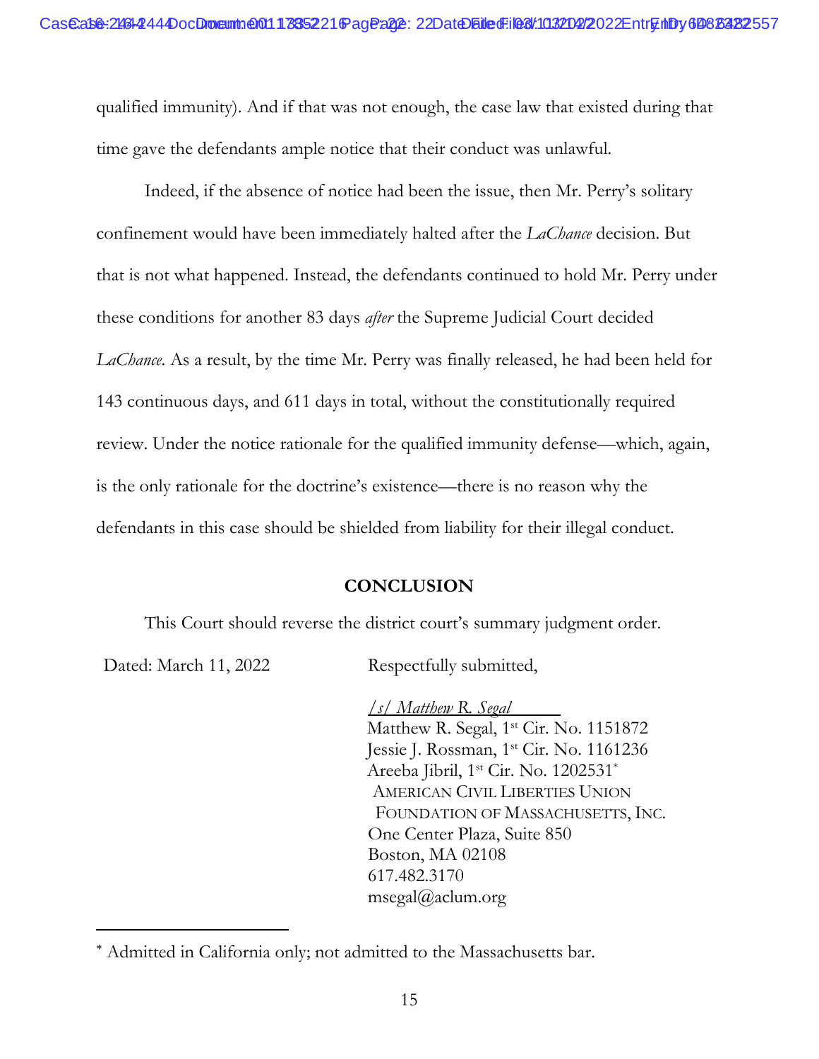qualified immunity). And if that was not enough, the case law that existed during that time gave the defendants ample notice that their conduct was unlawful.

Indeed, if the absence of notice had been the issue, then Mr. Perry's solitary confinement would have been immediately halted after the *LaChance* decision. But that is not what happened. Instead, the defendants continued to hold Mr. Perry under these conditions for another 83 days *after* the Supreme Judicial Court decided *LaChance*. As a result, by the time Mr. Perry was finally released, he had been held for 143 continuous days, and 611 days in total, without the constitutionally required review. Under the notice rationale for the qualified immunity defense—which, again, is the only rationale for the doctrine's existence—there is no reason why the defendants in this case should be shielded from liability for their illegal conduct.

## CONCLUSION

This Court should reverse the district court's summary judgment order.

Dated: March 11, 2022

Respectfully submitted,

*/s/ Matthew R. Segal*
Matthew R. Segal, 1st Cir. No. 1151872
Jessie J. Rossman, 1st Cir. No. 1161236
Areeba Jibril, 1st Cir. No. 1202531*
AMERICAN CIVIL LIBERTIES UNION FOUNDATION OF MASSACHUSETTS, INC.
One Center Plaza, Suite 850
Boston, MA 02108
617.482.3170
msegal@aclum.org

---

* Admitted in California only; not admitted to the Massachusetts bar.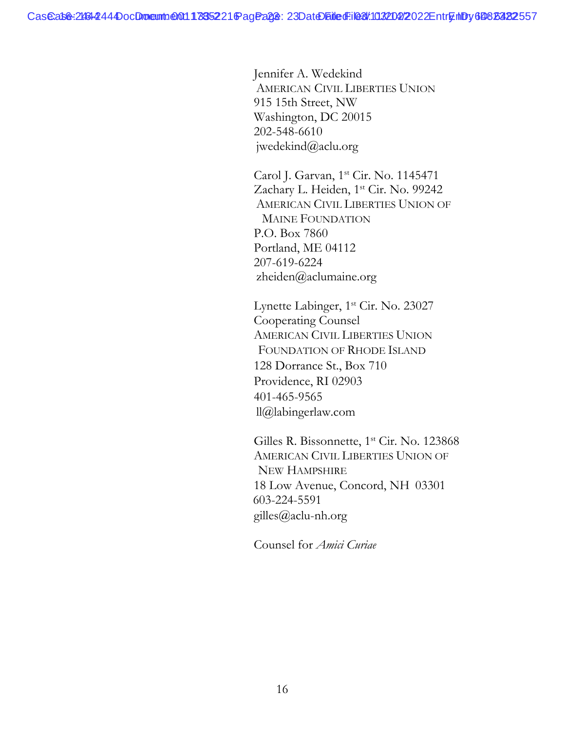Jennifer A. Wedekind
AMERICAN CIVIL LIBERTIES UNION
915 15th Street, NW
Washington, DC 20015
202-548-6610
jwedekind@aclu.org

Carol J. Garvan, 1st Cir. No. 1145471
Zachary L. Heiden, 1st Cir. No. 99242
AMERICAN CIVIL LIBERTIES UNION OF
MAINE FOUNDATION
P.O. Box 7860
Portland, ME 04112
207-619-6224
zheiden@aclumaine.org

Lynette Labinger, 1st Cir. No. 23027
Cooperating Counsel
AMERICAN CIVIL LIBERTIES UNION
FOUNDATION OF RHODE ISLAND
128 Dorrance St., Box 710
Providence, RI 02903
401-465-9565
ll@labingerlaw.com

Gilles R. Bissonnette, 1st Cir. No. 123868
AMERICAN CIVIL LIBERTIES UNION OF
NEW HAMPSHIRE
18 Low Avenue, Concord, NH 03301
603-224-5591
gilles@aclu-nh.org

Counsel for *Amici Curiae*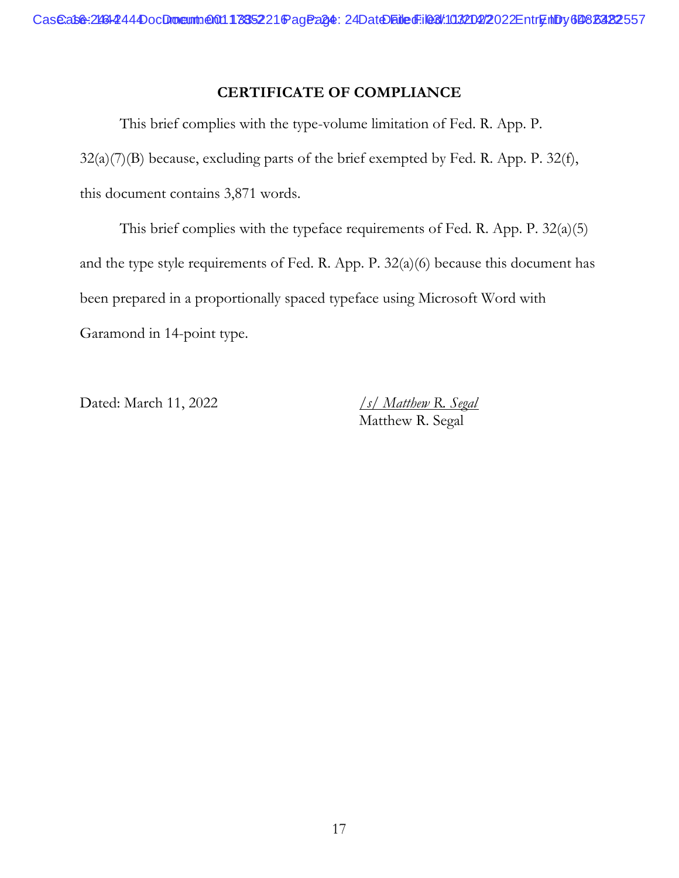## CERTIFICATE OF COMPLIANCE

This brief complies with the type-volume limitation of Fed. R. App. P. 32(a)(7)(B) because, excluding parts of the brief exempted by Fed. R. App. P. 32(f), this document contains 3,871 words.

This brief complies with the typeface requirements of Fed. R. App. P. 32(a)(5) and the type style requirements of Fed. R. App. P. 32(a)(6) because this document has been prepared in a proportionally spaced typeface using Microsoft Word with Garamond in 14-point type.

Dated: March 11, 2022

*/s/ Matthew R. Segal*
Matthew R. Segal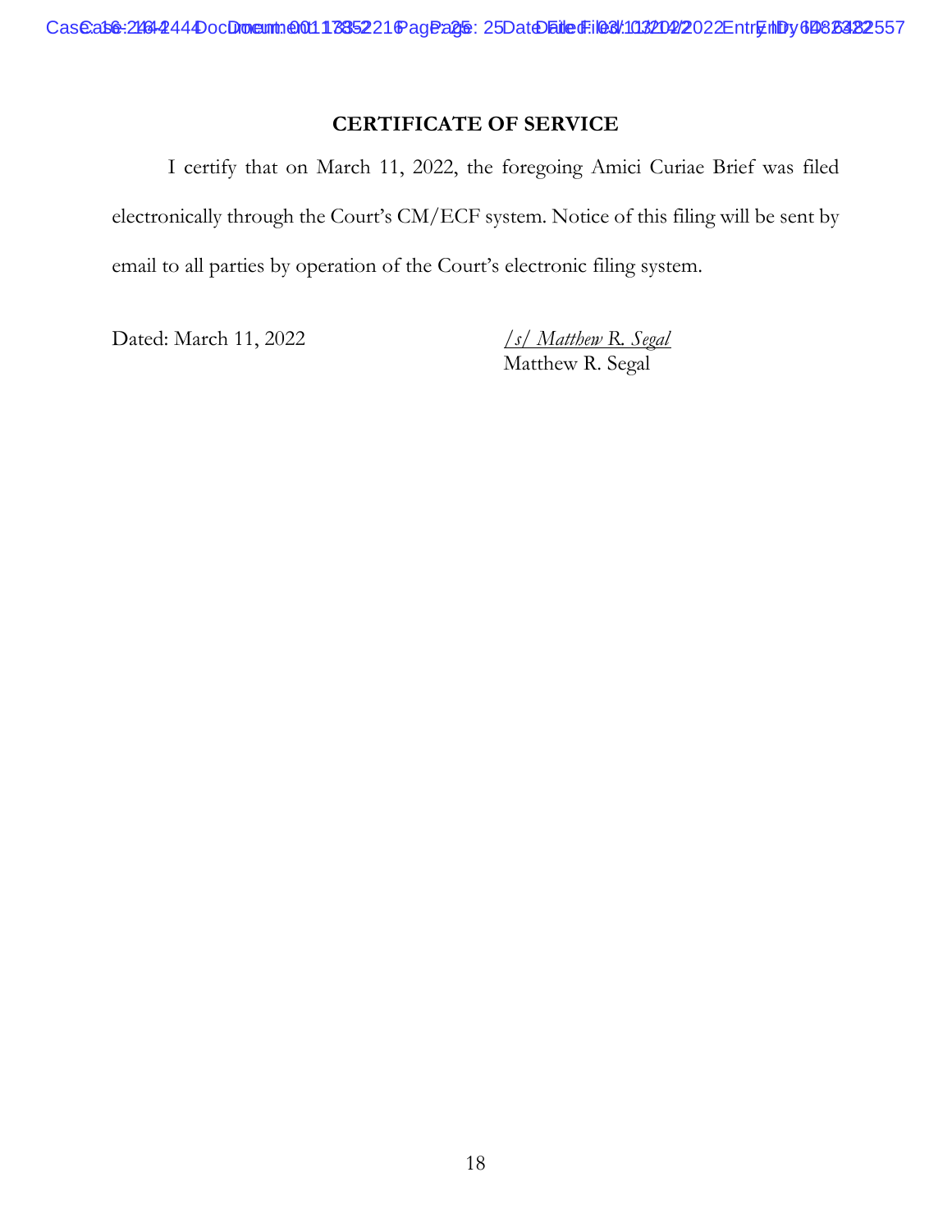## CERTIFICATE OF SERVICE

I certify that on March 11, 2022, the foregoing Amici Curiae Brief was filed electronically through the Court's CM/ECF system. Notice of this filing will be sent by email to all parties by operation of the Court's electronic filing system.

Dated: March 11, 2022

*/s/ Matthew R. Segal*
Matthew R. Segal